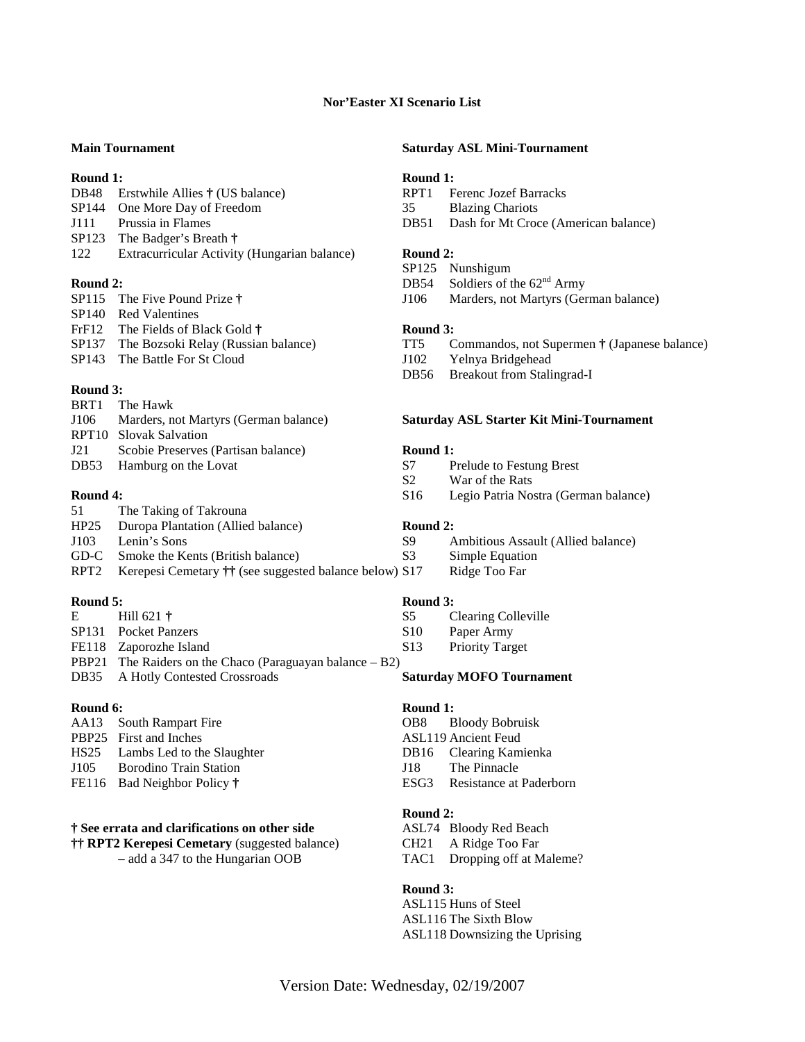# Nor'Easter XI Scenario List

## Main Tournament

**Round 1:**

- DB48 Erstwhile Allies † (US balance)
- SP144 One More Day of Freedom
- J111 Prussia in Flames
- SP123 The Badger's Breath †
- 122 Extracurricular Activity (Hungarian balance)

**Round 2:**

- SP115 The Five Pound Prize †
- SP140 Red Valentines
- FrF12 The Fields of Black Gold †
- SP137 The Bozsoki Relay (Russian balance)
- SP143 The Battle For St Cloud

**Round 3:**

- BRT1 The Hawk
- J106 Marders, not Martyrs (German balance)
- RPT10 Slovak Salvation
- J21 Scobie Preserves (Partisan balance)
- DB53 Hamburg on the Lovat

**Round 4:**

- 51 The Taking of Takrouna
- HP25 Duropa Plantation (Allied balance)
- J103 Lenin's Sons
- GD-C Smoke the Kents (British balance)
- RPT2 Kerepesi Cemetary †† (see suggested balance below)

**Round 5:**

- E Hill 621 †
- SP131 Pocket Panzers
- FE118 Zaporozhe Island
- PBP21 The Raiders on the Chaco (Paraguayan balance – B2)
- DB35 A Hotly Contested Crossroads

**Round 6:**

- AA13 South Rampart Fire
- PBP25 First and Inches
- HS25 Lambs Led to the Slaughter
- J105 Borodino Train Station
- FE116 Bad Neighbor Policy †

**† See errata and clarifications on other side**

**†† RPT2 Kerepesi Cemetary** (suggested balance)
– add a 347 to the Hungarian OOB

## Saturday ASL Mini-Tournament

**Round 1:**

- RPT1 Ferenc Jozef Barracks
- 35 Blazing Chariots
- DB51 Dash for Mt Croce (American balance)

**Round 2:**

- SP125 Nunshigum
- DB54 Soldiers of the 62nd Army
- J106 Marders, not Martyrs (German balance)

**Round 3:**

- TT5 Commandos, not Supermen † (Japanese balance)
- J102 Yelnya Bridgehead
- DB56 Breakout from Stalingrad-I

## Saturday ASL Starter Kit Mini-Tournament

**Round 1:**

- S7 Prelude to Festung Brest
- S2 War of the Rats
- S16 Legio Patria Nostra (German balance)

**Round 2:**

- S9 Ambitious Assault (Allied balance)
- S3 Simple Equation
- S17 Ridge Too Far

**Round 3:**

- S5 Clearing Colleville
- S10 Paper Army
- S13 Priority Target

## Saturday MOFO Tournament

**Round 1:**

- OB8 Bloody Bobruisk
- ASL119 Ancient Feud
- DB16 Clearing Kamienka
- J18 The Pinnacle
- ESG3 Resistance at Paderborn

**Round 2:**

- ASL74 Bloody Red Beach
- CH21 A Ridge Too Far
- TAC1 Dropping off at Maleme?

**Round 3:**

- ASL115 Huns of Steel
- ASL116 The Sixth Blow
- ASL118 Downsizing the Uprising

Version Date: Wednesday, 02/19/2007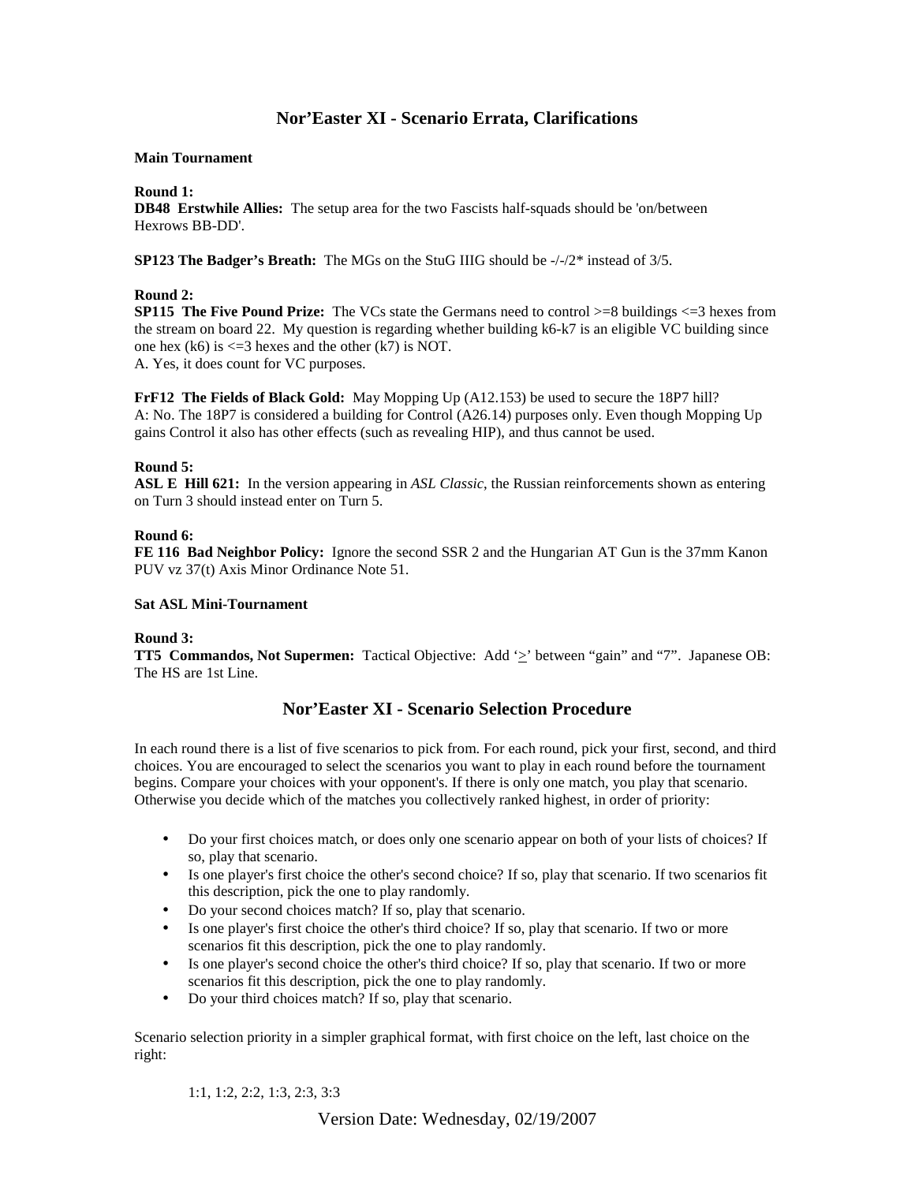# Nor'Easter XI - Scenario Errata, Clarifications

**Main Tournament**

**Round 1:**

**DB48 Erstwhile Allies:** The setup area for the two Fascists half-squads should be 'on/between Hexrows BB-DD'.

**SP123 The Badger's Breath:** The MGs on the StuG IIIG should be -/-/2* instead of 3/5.

**Round 2:**

**SP115 The Five Pound Prize:** The VCs state the Germans need to control >=8 buildings <=3 hexes from the stream on board 22. My question is regarding whether building k6-k7 is an eligible VC building since one hex (k6) is <=3 hexes and the other (k7) is NOT.

A. Yes, it does count for VC purposes.

**FrF12 The Fields of Black Gold:** May Mopping Up (A12.153) be used to secure the 18P7 hill?

A: No. The 18P7 is considered a building for Control (A26.14) purposes only. Even though Mopping Up gains Control it also has other effects (such as revealing HIP), and thus cannot be used.

**Round 5:**

**ASL E Hill 621:** In the version appearing in *ASL Classic*, the Russian reinforcements shown as entering on Turn 3 should instead enter on Turn 5.

**Round 6:**

**FE 116 Bad Neighbor Policy:** Ignore the second SSR 2 and the Hungarian AT Gun is the 37mm Kanon PUV vz 37(t) Axis Minor Ordinance Note 51.

**Sat ASL Mini-Tournament**

**Round 3:**

**TT5 Commandos, Not Supermen:** Tactical Objective: Add '≥' between "gain" and "7". Japanese OB: The HS are 1st Line.

# Nor'Easter XI - Scenario Selection Procedure

In each round there is a list of five scenarios to pick from. For each round, pick your first, second, and third choices. You are encouraged to select the scenarios you want to play in each round before the tournament begins. Compare your choices with your opponent's. If there is only one match, you play that scenario. Otherwise you decide which of the matches you collectively ranked highest, in order of priority:

- Do your first choices match, or does only one scenario appear on both of your lists of choices? If so, play that scenario.
- Is one player's first choice the other's second choice? If so, play that scenario. If two scenarios fit this description, pick the one to play randomly.
- Do your second choices match? If so, play that scenario.
- Is one player's first choice the other's third choice? If so, play that scenario. If two or more scenarios fit this description, pick the one to play randomly.
- Is one player's second choice the other's third choice? If so, play that scenario. If two or more scenarios fit this description, pick the one to play randomly.
- Do your third choices match? If so, play that scenario.

Scenario selection priority in a simpler graphical format, with first choice on the left, last choice on the right:

1:1, 1:2, 2:2, 1:3, 2:3, 3:3

Version Date: Wednesday, 02/19/2007